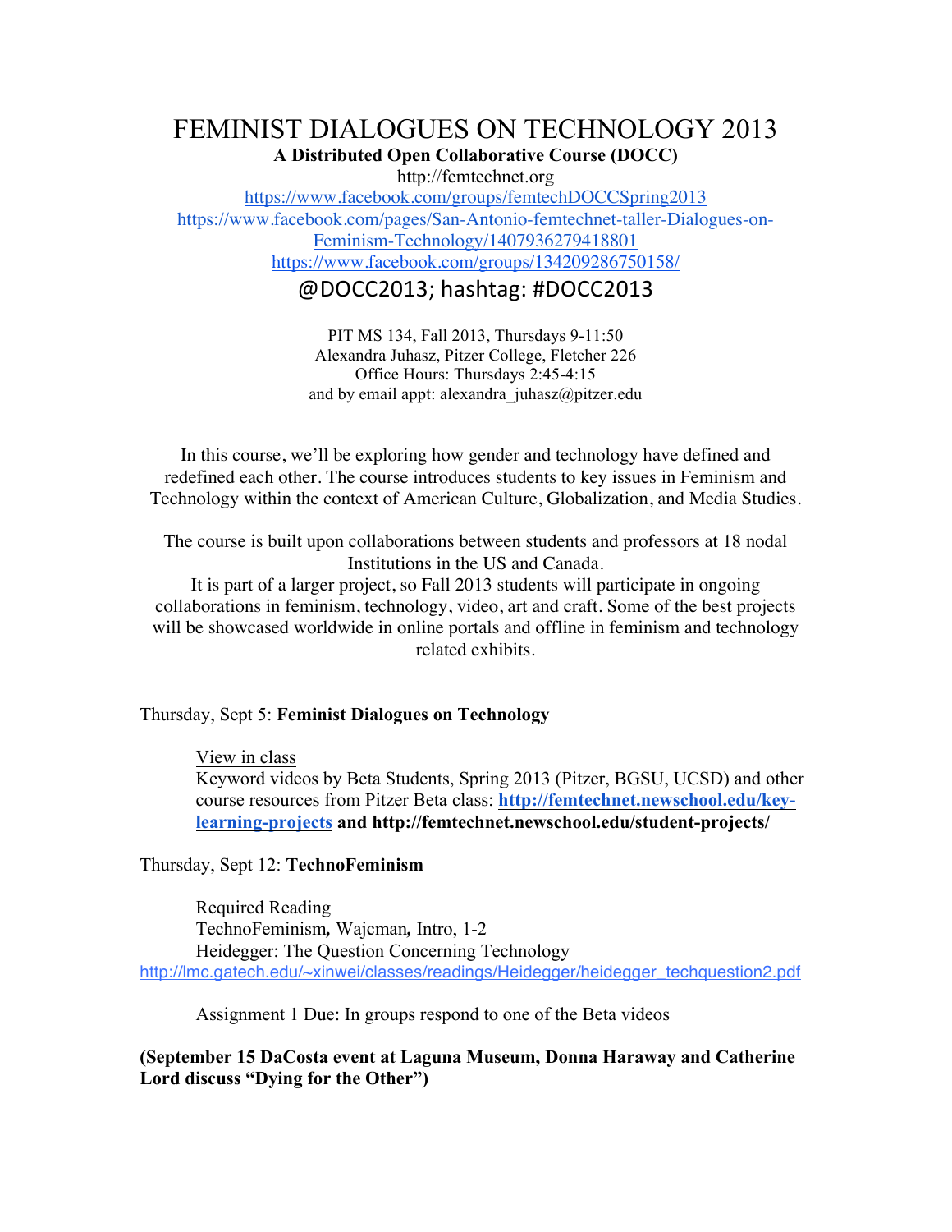# FEMINIST DIALOGUES ON TECHNOLOGY 2013

**A Distributed Open Collaborative Course (DOCC)**

http://femtechnet.org

https://www.facebook.com/groups/femtechDOCCSpring2013

https://www.facebook.com/pages/San-Antonio-femtechnet-taller-Dialogues-on-Feminism-Technology/1407936279418801

https://www.facebook.com/groups/134209286750158/

@DOCC2013; hashtag: #DOCC2013

PIT MS 134, Fall 2013, Thursdays 9-11:50
Alexandra Juhasz, Pitzer College, Fletcher 226
Office Hours: Thursdays 2:45-4:15
and by email appt: alexandra_juhasz@pitzer.edu

In this course, we'll be exploring how gender and technology have defined and redefined each other. The course introduces students to key issues in Feminism and Technology within the context of American Culture, Globalization, and Media Studies.

The course is built upon collaborations between students and professors at 18 nodal Institutions in the US and Canada.
It is part of a larger project, so Fall 2013 students will participate in ongoing collaborations in feminism, technology, video, art and craft. Some of the best projects will be showcased worldwide in online portals and offline in feminism and technology related exhibits.

Thursday, Sept 5: **Feminist Dialogues on Technology**

View in class
Keyword videos by Beta Students, Spring 2013 (Pitzer, BGSU, UCSD) and other course resources from Pitzer Beta class: **http://femtechnet.newschool.edu/key-learning-projects and http://femtechnet.newschool.edu/student-projects/**

Thursday, Sept 12: **TechnoFeminism**

Required Reading
TechnoFeminism**,** Wajcman**,** Intro, 1-2
Heidegger: The Question Concerning Technology
http://lmc.gatech.edu/~xinwei/classes/readings/Heidegger/heidegger_techquestion2.pdf

Assignment 1 Due: In groups respond to one of the Beta videos

**(September 15 DaCosta event at Laguna Museum, Donna Haraway and Catherine Lord discuss "Dying for the Other")**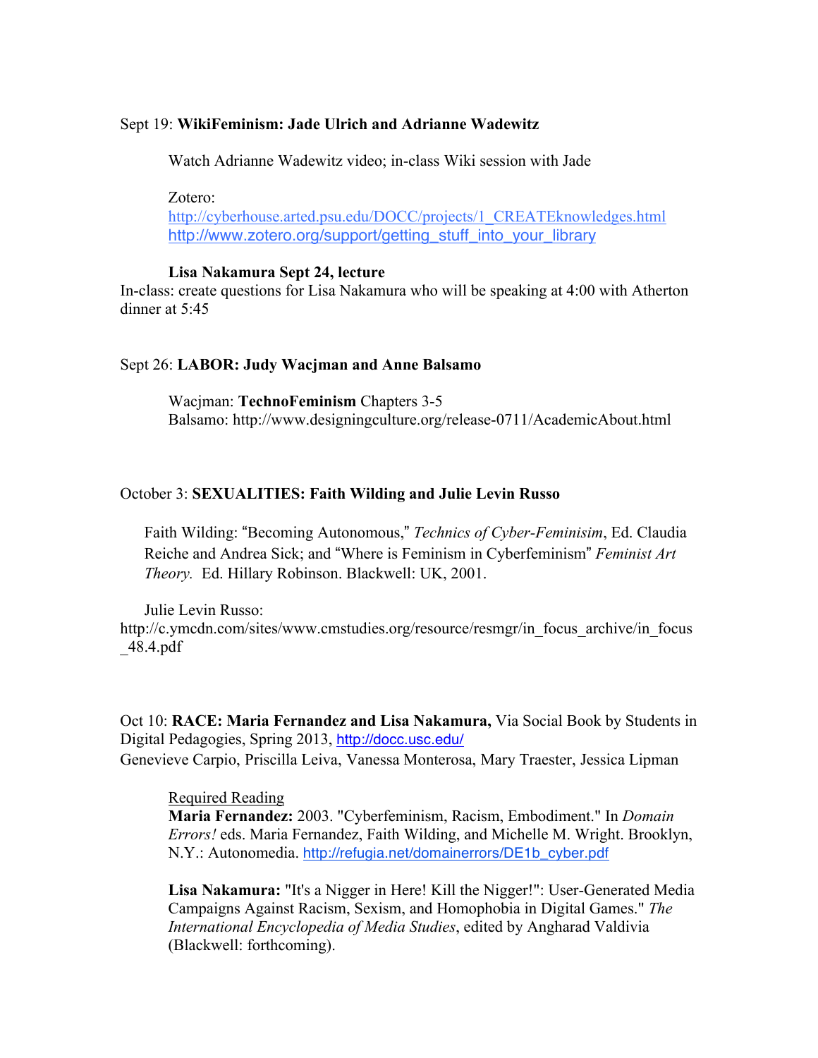Sept 19: **WikiFeminism: Jade Ulrich and Adrianne Wadewitz**

Watch Adrianne Wadewitz video; in-class Wiki session with Jade

Zotero:
http://cyberhouse.arted.psu.edu/DOCC/projects/1_CREATEknowledges.html
http://www.zotero.org/support/getting_stuff_into_your_library

**Lisa Nakamura Sept 24, lecture**

In-class: create questions for Lisa Nakamura who will be speaking at 4:00 with Atherton dinner at 5:45

Sept 26: **LABOR: Judy Wacjman and Anne Balsamo**

Wacjman: **TechnoFeminism** Chapters 3-5
Balsamo: http://www.designingculture.org/release-0711/AcademicAbout.html

October 3: **SEXUALITIES: Faith Wilding and Julie Levin Russo**

Faith Wilding: "Becoming Autonomous," *Technics of Cyber-Feminisim*, Ed. Claudia Reiche and Andrea Sick; and "Where is Feminism in Cyberfeminism" *Feminist Art Theory.* Ed. Hillary Robinson. Blackwell: UK, 2001.

Julie Levin Russo:
http://c.ymcdn.com/sites/www.cmstudies.org/resource/resmgr/in_focus_archive/in_focus_48.4.pdf

Oct 10: **RACE: Maria Fernandez and Lisa Nakamura,** Via Social Book by Students in Digital Pedagogies, Spring 2013, http://docc.usc.edu/
Genevieve Carpio, Priscilla Leiva, Vanessa Monterosa, Mary Traester, Jessica Lipman

Required Reading

**Maria Fernandez:** 2003. "Cyberfeminism, Racism, Embodiment." In *Domain Errors!* eds. Maria Fernandez, Faith Wilding, and Michelle M. Wright. Brooklyn, N.Y.: Autonomedia. http://refugia.net/domainerrors/DE1b_cyber.pdf

**Lisa Nakamura:** "It's a Nigger in Here! Kill the Nigger!": User-Generated Media Campaigns Against Racism, Sexism, and Homophobia in Digital Games." *The International Encyclopedia of Media Studies*, edited by Angharad Valdivia (Blackwell: forthcoming).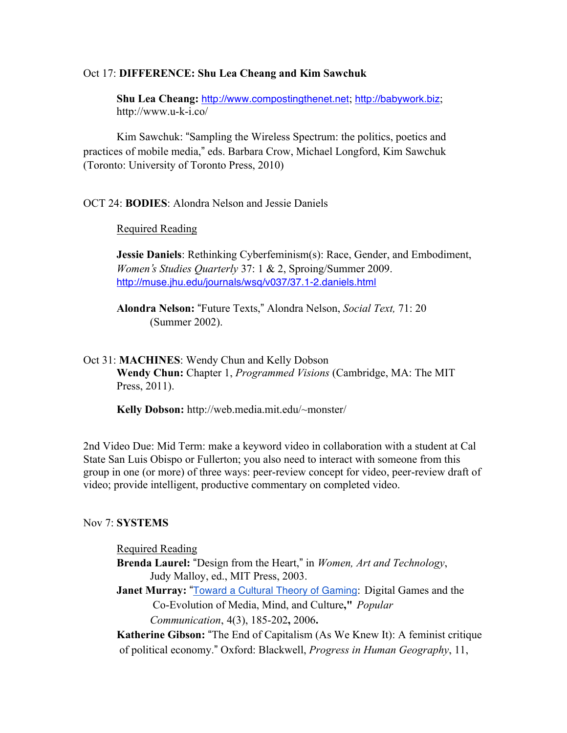Oct 17: **DIFFERENCE: Shu Lea Cheang and Kim Sawchuk**

**Shu Lea Cheang:** http://www.compostingthenet.net; http://babywork.biz; http://www.u-k-i.co/

Kim Sawchuk: "Sampling the Wireless Spectrum: the politics, poetics and practices of mobile media," eds. Barbara Crow, Michael Longford, Kim Sawchuk (Toronto: University of Toronto Press, 2010)

OCT 24: **BODIES**: Alondra Nelson and Jessie Daniels

Required Reading

**Jessie Daniels**: Rethinking Cyberfeminism(s): Race, Gender, and Embodiment, *Women's Studies Quarterly* 37: 1 & 2, Sproing/Summer 2009. http://muse.jhu.edu/journals/wsq/v037/37.1-2.daniels.html

**Alondra Nelson:** "Future Texts," Alondra Nelson, *Social Text,* 71: 20 (Summer 2002).

Oct 31: **MACHINES**: Wendy Chun and Kelly Dobson

**Wendy Chun:** Chapter 1, *Programmed Visions* (Cambridge, MA: The MIT Press, 2011).

**Kelly Dobson:** http://web.media.mit.edu/~monster/

2nd Video Due: Mid Term: make a keyword video in collaboration with a student at Cal State San Luis Obispo or Fullerton; you also need to interact with someone from this group in one (or more) of three ways: peer-review concept for video, peer-review draft of video; provide intelligent, productive commentary on completed video.

Nov 7: **SYSTEMS**

Required Reading

**Brenda Laurel:** "Design from the Heart," in *Women, Art and Technology*, Judy Malloy, ed., MIT Press, 2003.

**Janet Murray:** "Toward a Cultural Theory of Gaming: Digital Games and the Co-Evolution of Media, Mind, and Culture," *Popular Communication*, 4(3), 185-202**,** 2006**.**

**Katherine Gibson:** "The End of Capitalism (As We Knew It): A feminist critique of political economy." Oxford: Blackwell, *Progress in Human Geography*, 11,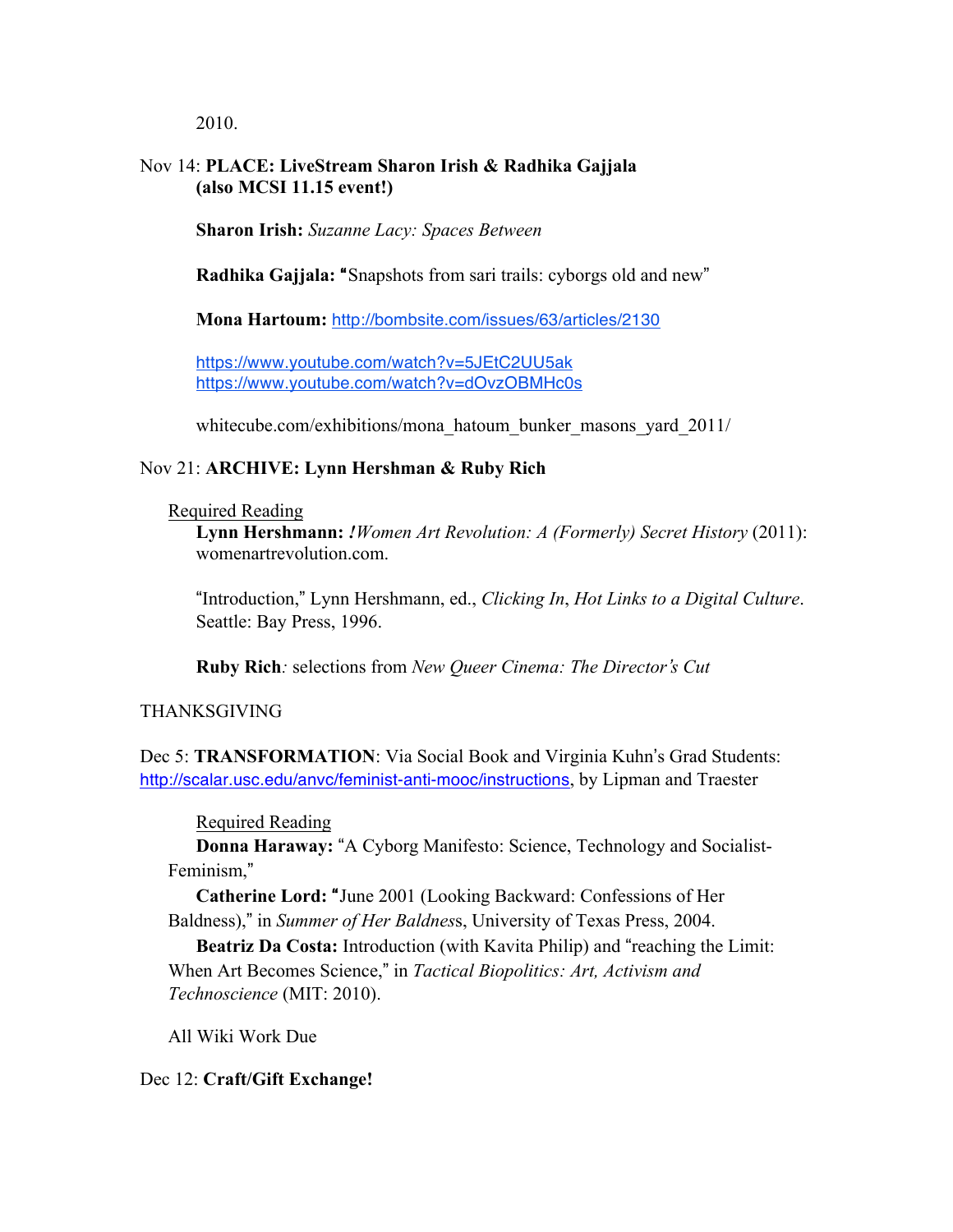2010.

Nov 14: **PLACE: LiveStream Sharon Irish & Radhika Gajjala (also MCSI 11.15 event!)**

**Sharon Irish:** *Suzanne Lacy: Spaces Between*

**Radhika Gajjala:** "Snapshots from sari trails: cyborgs old and new"

**Mona Hartoum:** http://bombsite.com/issues/63/articles/2130

https://www.youtube.com/watch?v=5JEtC2UU5ak
https://www.youtube.com/watch?v=dOvzOBMHc0s

whitecube.com/exhibitions/mona_hatoum_bunker_masons_yard_2011/

Nov 21: **ARCHIVE: Lynn Hershman & Ruby Rich**

Required Reading

**Lynn Hershmann:** *!Women Art Revolution: A (Formerly) Secret History* (2011): womenartrevolution.com.

"Introduction," Lynn Hershmann, ed., *Clicking In*, *Hot Links to a Digital Culture*. Seattle: Bay Press, 1996.

**Ruby Rich***:* selections from *New Queer Cinema: The Director's Cut*

THANKSGIVING

Dec 5: **TRANSFORMATION**: Via Social Book and Virginia Kuhn's Grad Students: http://scalar.usc.edu/anvc/feminist-anti-mooc/instructions, by Lipman and Traester

Required Reading

**Donna Haraway:** "A Cyborg Manifesto: Science, Technology and Socialist-Feminism,"

**Catherine Lord:** "June 2001 (Looking Backward: Confessions of Her Baldness)," in *Summer of Her Baldness*, University of Texas Press, 2004.

**Beatriz Da Costa:** Introduction (with Kavita Philip) and "reaching the Limit: When Art Becomes Science," in *Tactical Biopolitics: Art, Activism and Technoscience* (MIT: 2010).

All Wiki Work Due

Dec 12: **Craft/Gift Exchange!**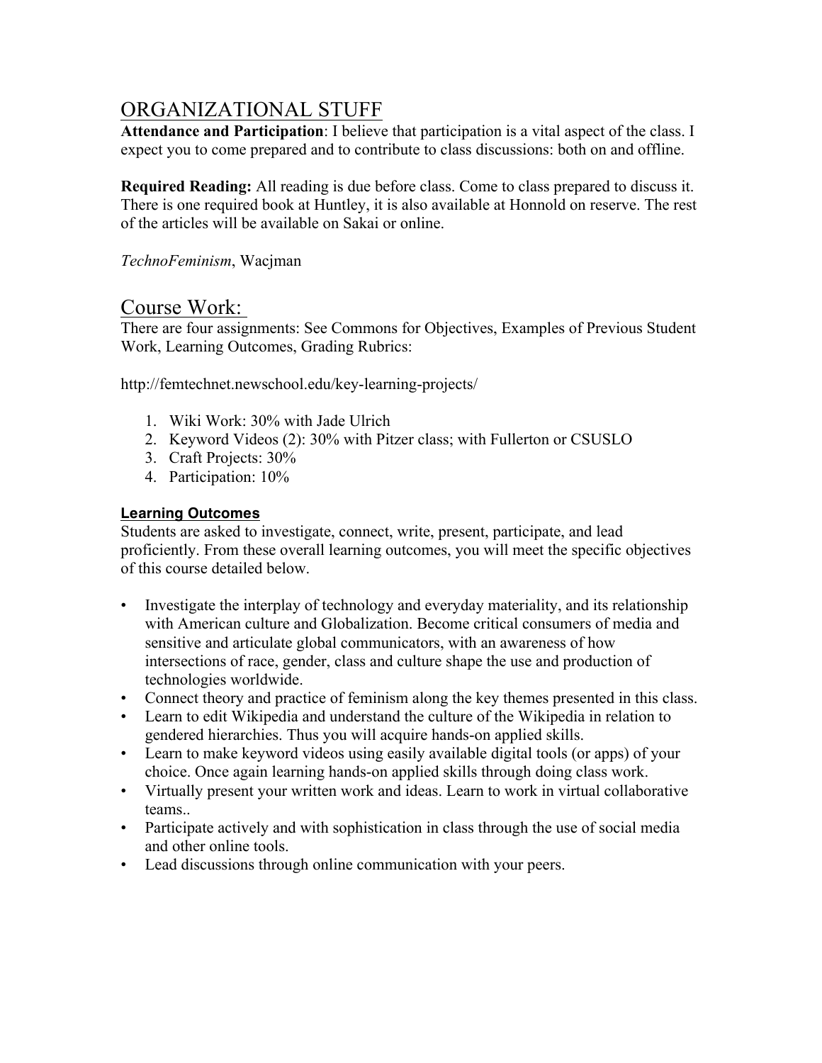# ORGANIZATIONAL STUFF

**Attendance and Participation**: I believe that participation is a vital aspect of the class. I expect you to come prepared and to contribute to class discussions: both on and offline.

**Required Reading:** All reading is due before class. Come to class prepared to discuss it. There is one required book at Huntley, it is also available at Honnold on reserve. The rest of the articles will be available on Sakai or online.

*TechnoFeminism*, Wacjman

# Course Work:

There are four assignments: See Commons for Objectives, Examples of Previous Student Work, Learning Outcomes, Grading Rubrics:

http://femtechnet.newschool.edu/key-learning-projects/

1. Wiki Work: 30% with Jade Ulrich
2. Keyword Videos (2): 30% with Pitzer class; with Fullerton or CSUSLO
3. Craft Projects: 30%
4. Participation: 10%

### Learning Outcomes

Students are asked to investigate, connect, write, present, participate, and lead proficiently. From these overall learning outcomes, you will meet the specific objectives of this course detailed below.

- Investigate the interplay of technology and everyday materiality, and its relationship with American culture and Globalization. Become critical consumers of media and sensitive and articulate global communicators, with an awareness of how intersections of race, gender, class and culture shape the use and production of technologies worldwide.
- Connect theory and practice of feminism along the key themes presented in this class.
- Learn to edit Wikipedia and understand the culture of the Wikipedia in relation to gendered hierarchies. Thus you will acquire hands-on applied skills.
- Learn to make keyword videos using easily available digital tools (or apps) of your choice. Once again learning hands-on applied skills through doing class work.
- Virtually present your written work and ideas. Learn to work in virtual collaborative teams..
- Participate actively and with sophistication in class through the use of social media and other online tools.
- Lead discussions through online communication with your peers.